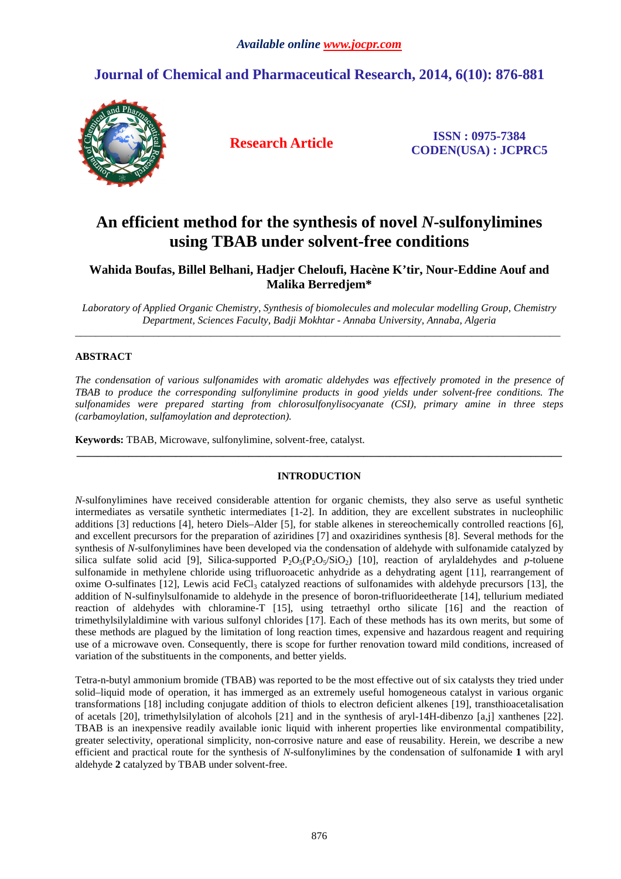# An efficient method for the synthesis of novel *N*-sulfonylimines using TBAB under solvent-free conditions

**Wahida Boufas, Billel Belhani, Hadjer Cheloufi, Hacène K'tir, Nour-Eddine Aouf and Malika Berredjem\***

*Laboratory of Applied Organic Chemistry, Synthesis of biomolecules and molecular modelling Group, Chemistry Department, Sciences Faculty, Badji Mokhtar - Annaba University, Annaba, Algeria*

---

## ABSTRACT

*The condensation of various sulfonamides with aromatic aldehydes was effectively promoted in the presence of TBAB to produce the corresponding sulfonylimine products in good yields under solvent-free conditions. The sulfonamides were prepared starting from chlorosulfonylisocyanate (CSI), primary amine in three steps (carbamoylation, sulfamoylation and deprotection).*

**Keywords:** TBAB, Microwave, sulfonylimine, solvent-free, catalyst.

---

## INTRODUCTION

*N*-sulfonylimines have received considerable attention for organic chemists, they also serve as useful synthetic intermediates as versatile synthetic intermediates [1-2]. In addition, they are excellent substrates in nucleophilic additions [3] reductions [4], hetero Diels–Alder [5], for stable alkenes in stereochemically controlled reactions [6], and excellent precursors for the preparation of aziridines [7] and oxaziridines synthesis [8]. Several methods for the synthesis of *N*-sulfonylimines have been developed via the condensation of aldehyde with sulfonamide catalyzed by silica sulfate solid acid [9], Silica-supported $P_2O_5$($P_2O_5/SiO_2$) [10], reaction of arylaldehydes and *p*-toluene sulfonamide in methylene chloride using trifluoroacetic anhydride as a dehydrating agent [11], rearrangement of oxime O-sulfinates [12], Lewis acid $FeCl_3$ catalyzed reactions of sulfonamides with aldehyde precursors [13], the addition of N-sulfinylsulfonamide to aldehyde in the presence of boron-trifluorideetherate [14], tellurium mediated reaction of aldehydes with chloramine-T [15], using tetraethyl ortho silicate [16] and the reaction of trimethylsilylaldimine with various sulfonyl chlorides [17]. Each of these methods has its own merits, but some of these methods are plagued by the limitation of long reaction times, expensive and hazardous reagent and requiring use of a microwave oven. Consequently, there is scope for further renovation toward mild conditions, increased of variation of the substituents in the components, and better yields.

Tetra-n-butyl ammonium bromide (TBAB) was reported to be the most effective out of six catalysts they tried under solid–liquid mode of operation, it has immerged as an extremely useful homogeneous catalyst in various organic transformations [18] including conjugate addition of thiols to electron deficient alkenes [19], transthioacetalisation of acetals [20], trimethylsilylation of alcohols [21] and in the synthesis of aryl-14H-dibenzo [a,j] xanthenes [22]. TBAB is an inexpensive readily available ionic liquid with inherent properties like environmental compatibility, greater selectivity, operational simplicity, non-corrosive nature and ease of reusability. Herein, we describe a new efficient and practical route for the synthesis of *N*-sulfonylimines by the condensation of sulfonamide **1** with aryl aldehyde **2** catalyzed by TBAB under solvent-free.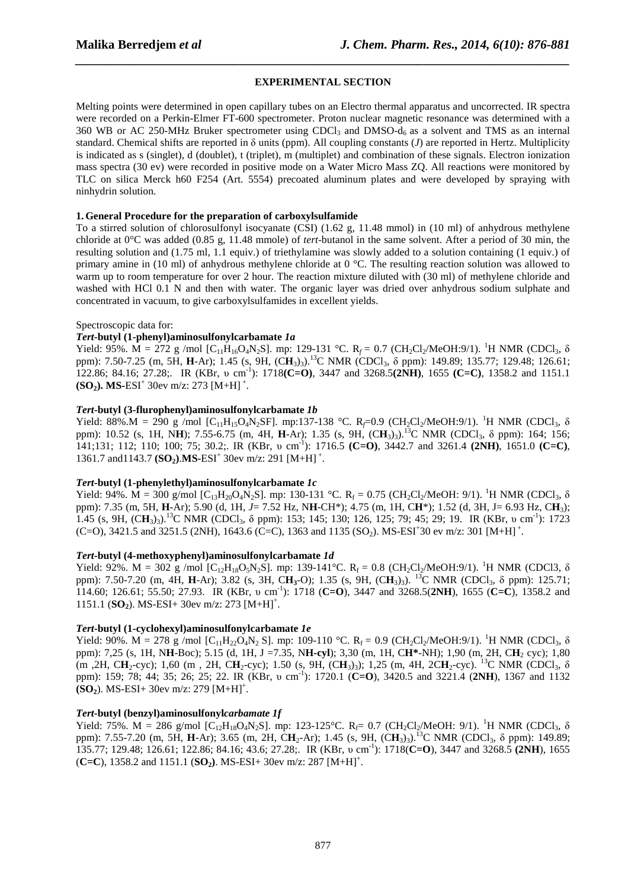## EXPERIMENTAL SECTION

Melting points were determined in open capillary tubes on an Electro thermal apparatus and uncorrected. IR spectra were recorded on a Perkin-Elmer FT-600 spectrometer. Proton nuclear magnetic resonance was determined with a 360 WB or AC 250-MHz Bruker spectrometer using $CDCl_3$ and DMSO-$d_6$ as a solvent and TMS as an internal standard. Chemical shifts are reported in δ units (ppm). All coupling constants (*J*) are reported in Hertz. Multiplicity is indicated as s (singlet), d (doublet), t (triplet), m (multiplet) and combination of these signals. Electron ionization mass spectra (30 ev) were recorded in positive mode on a Water Micro Mass ZQ. All reactions were monitored by TLC on silica Merck h60 F254 (Art. 5554) precoated aluminum plates and were developed by spraying with ninhydrin solution.

### 1. General Procedure for the preparation of carboxylsulfamide

To a stirred solution of chlorosulfonyl isocyanate (CSI) (1.62 g, 11.48 mmol) in (10 ml) of anhydrous methylene chloride at 0°C was added (0.85 g, 11.48 mmole) of *tert*-butanol in the same solvent. After a period of 30 min, the resulting solution and (1.75 ml, 1.1 equiv.) of triethylamine was slowly added to a solution containing (1 equiv.) of primary amine in (10 ml) of anhydrous methylene chloride at 0 °C. The resulting reaction solution was allowed to warm up to room temperature for over 2 hour. The reaction mixture diluted with (30 ml) of methylene chloride and washed with HCl 0.1 N and then with water. The organic layer was dried over anhydrous sodium sulphate and concentrated in vacuum, to give carboxylsulfamides in excellent yields.

Spectroscopic data for:

***Tert*-butyl (1-phenyl)aminosulfonylcarbamate *1a***

Yield: 95%. M = 272 g /mol [$C_{11}H_{16}O_4N_2S$]. mp: 129-131 °C. $R_f$ = 0.7 ($CH_2Cl_2$/MeOH:9/1). $^1$H NMR ($CDCl_3$, δ ppm): 7.50-7.25 (m, 5H, **H**-Ar); 1.45 (s, 9H, (C**H**$_3$)$_3$).$^{13}$C NMR ($CDCl_3$, δ ppm): 149.89; 135.77; 129.48; 126.61; 122.86; 84.16; 27.28;. IR (KBr, υ $cm^{-1}$): 1718**(C=O)**, 3447 and 3268.5**(2NH)**, 1655 **(C=C)**, 1358.2 and 1151.1 **($SO_2$). MS**-ESI$^+$ 30ev m/z: 273 [M+H]$^+$.

***Tert*-butyl (3-flurophenyl)aminosulfonylcarbamate *1b***

Yield: 88%.M = 290 g /mol [$C_{11}H_{15}O_4N_2SF$]. mp:137-138 °C. $R_f$=0.9 ($CH_2Cl_2$/MeOH:9/1). $^1$H NMR ($CDCl_3$, δ ppm): 10.52 (s, 1H, N**H**); 7.55-6.75 (m, 4H, **H**-Ar); 1.35 (s, 9H, (C**H**$_3$)$_3$).$^{13}$C NMR ($CDCl_3$, δ ppm): 164; 156; 141;131; 112; 110; 100; 75; 30.2;. IR (KBr, υ $cm^{-1}$): 1716.5 **(C=O)**, 3442.7 and 3261.4 **(2NH)**, 1651.0 **(C=C)**, 1361.7 and1143.7 **($SO_2$)**.**MS**-ESI$^+$ 30ev m/z: 291 [M+H]$^+$.

***Tert*-butyl (1-phenylethyl)aminosulfonylcarbamate *1c***

Yield: 94%. M = 300 g/mol [$C_{13}H_{20}O_4N_2S$]. mp: 130-131 °C. $R_f$ = 0.75 ($CH_2Cl_2$/MeOH: 9/1). $^1$H NMR ($CDCl_3$, δ ppm): 7.35 (m, 5H, **H**-Ar); 5.90 (d, 1H, *J*= 7.52 Hz, N**H**-CH*); 4.75 (m, 1H, C**H***); 1.52 (d, 3H, J= 6.93 Hz, C**H**$_3$); 1.45 (s, 9H, (C**H**$_3$)$_3$).$^{13}$C NMR ($CDCl_3$, δ ppm): 153; 145; 130; 126, 125; 79; 45; 29; 19. IR (KBr, υ $cm^{-1}$): 1723 (C=O), 3421.5 and 3251.5 (2NH), 1643.6 (C=C), 1363 and 1135 ($SO_2$). MS-ESI$^+$30 ev m/z: 301 [M+H]$^+$.

***Tert*-butyl (4-methoxyphenyl)aminosulfonylcarbamate *1d***

Yield: 92%. M = 302 g /mol [$C_{12}H_{18}O_5N_2S$]. mp: 139-141°C. $R_f$ = 0.8 ($CH_2Cl_2$/MeOH:9/1). $^1$H NMR (CDCl3, δ ppm): 7.50-7.20 (m, 4H, **H**-Ar); 3.82 (s, 3H, C**H$_3$**-O); 1.35 (s, 9H, (C**H**$_3$)$_3$). $^{13}$C NMR ($CDCl_3$, δ ppm): 125.71; 114.60; 126.61; 55.50; 27.93. IR (KBr, υ $cm^{-1}$): 1718 (**C=O**), 3447 and 3268.5(**2NH**), 1655 (**C=C**), 1358.2 and 1151.1 (**$SO_2$**). MS-ESI+ 30ev m/z: 273 [M+H]$^+$.

***Tert*-butyl (1-cyclohexyl)aminosulfonylcarbamate *1e***

Yield: 90%. M = 278 g /mol [$C_{11}H_{22}O_4N_2$ S]. mp: 109-110 °C. $R_f$ = 0.9 ($CH_2Cl_2$/MeOH:9/1). $^1$H NMR ($CDCl_3$, δ ppm): 7,25 (s, 1H, N**H**-Boc); 5.15 (d, 1H, J =7.35, N**H-cyl**); 3,30 (m, 1H, C**H***-NH); 1,90 (m, 2H, C**H**$_2$ cyc); 1,80 (m ,2H, C**H**$_2$-cyc); 1,60 (m , 2H, C**H**$_2$-cyc); 1.50 (s, 9H, (C**H**$_3$)$_3$); 1,25 (m, 4H, 2C**H**$_2$-cyc). $^{13}$C NMR ($CDCl_3$, δ ppm): 159; 78; 44; 35; 26; 25; 22. IR (KBr, υ $cm^{-1}$): 1720.1 (**C=O**), 3420.5 and 3221.4 (**2NH**), 1367 and 1132 **($SO_2$)**. MS-ESI+ 30ev m/z: 279 [M+H]$^+$.

***Tert*-butyl (benzyl)aminosulfonyl*carbamate 1f***

Yield: 75%. M = 286 g/mol [$C_{12}H_{18}O_4N_2S$]. mp: 123-125°C. $R_f$= 0.7 ($CH_2Cl_2$/MeOH: 9/1). $^1$H NMR ($CDCl_3$, δ ppm): 7.55-7.20 (m, 5H, **H**-Ar); 3.65 (m, 2H, C**H**$_2$-Ar); 1.45 (s, 9H, (C**H**$_3$)$_3$).$^{13}$C NMR ($CDCl_3$, δ ppm): 149.89; 135.77; 129.48; 126.61; 122.86; 84.16; 43.6; 27.28;. IR (KBr, υ $cm^{-1}$): 1718(**C=O**), 3447 and 3268.5 **(2NH)**, 1655 (**C=C**), 1358.2 and 1151.1 (**$SO_2$)**. MS-ESI+ 30ev m/z: 287 [M+H]$^+$.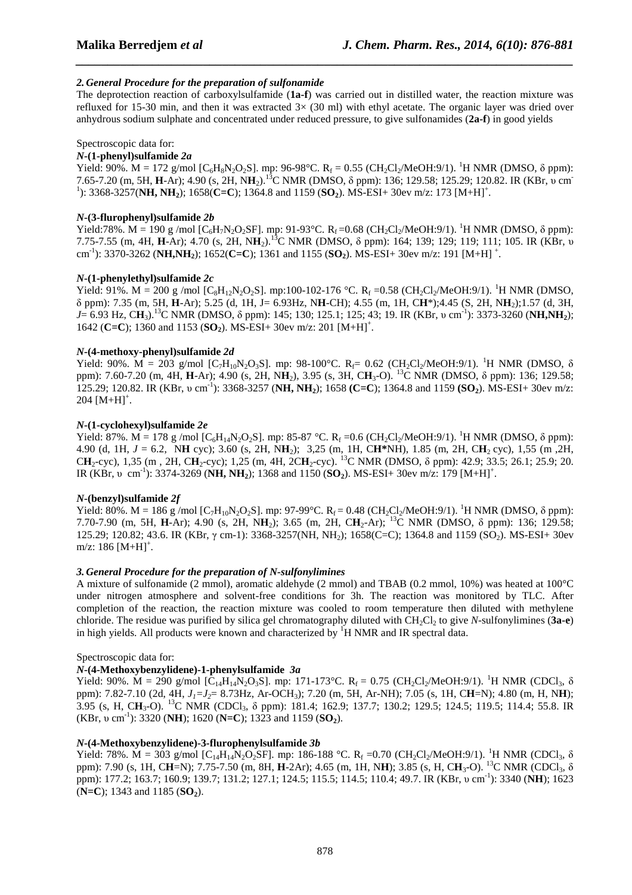### *2. General Procedure for the preparation of sulfonamide*

The deprotection reaction of carboxylsulfamide (**1a-f**) was carried out in distilled water, the reaction mixture was refluxed for 15-30 min, and then it was extracted 3× (30 ml) with ethyl acetate. The organic layer was dried over anhydrous sodium sulphate and concentrated under reduced pressure, to give sulfonamides (**2a-f**) in good yields

Spectroscopic data for:

***N*-(1-phenyl)sulfamide *2a***

Yield: 90%. M = 172 g/mol [$C_6H_8N_2O_2S$]. mp: 96-98°C. $R_f$ = 0.55 ($CH_2Cl_2$/MeOH:9/1). $^1$H NMR (DMSO, δ ppm): 7.65-7.20 (m, 5H, **H**-Ar); 4.90 (s, 2H, N**H**$_2$).$^{13}$C NMR (DMSO, δ ppm): 136; 129.58; 125.29; 120.82. IR (KBr, υ cm$^{-1}$): 3368-3257(**NH, NH$_2$**); 1658(**C=C**); 1364.8 and 1159 (**SO$_2$**). MS-ESI+ 30ev m/z: 173 [M+H]$^+$.

***N*-(3-flurophenyl)sulfamide *2b***

Yield:78%. M = 190 g /mol [$C_6H_7N_2O_2SF$]. mp: 91-93°C. $R_f$ =0.68 ($CH_2Cl_2$/MeOH:9/1). $^1$H NMR (DMSO, δ ppm): 7.75-7.55 (m, 4H, **H**-Ar); 4.70 (s, 2H, N**H**$_2$).$^{13}$C NMR (DMSO, δ ppm): 164; 139; 129; 119; 111; 105. IR (KBr, υ cm$^{-1}$): 3370-3262 (**NH,NH$_2$**); 1652(**C=C**); 1361 and 1155 (**SO$_2$**). MS-ESI+ 30ev m/z: 191 [M+H] $^+$.

***N*-(1-phenylethyl)sulfamide *2c***

Yield: 91%. M = 200 g /mol [$C_8H_{12}N_2O_2S$]. mp:100-102-176 °C. $R_f$ =0.58 ($CH_2Cl_2$/MeOH:9/1). $^1$H NMR (DMSO, δ ppm): 7.35 (m, 5H, **H**-Ar); 5.25 (d, 1H, J= 6.93Hz, N**H**-CH); 4.55 (m, 1H, C**H**\*);4.45 (S, 2H, N**H**$_2$);1.57 (d, 3H, *J*= 6.93 Hz, C**H**$_3$).$^{13}$C NMR (DMSO, δ ppm): 145; 130; 125.1; 125; 43; 19. IR (KBr, υ cm$^{-1}$): 3373-3260 (**NH,NH$_2$**); 1642 (**C=C**); 1360 and 1153 (**SO$_2$**). MS-ESI+ 30ev m/z: 201 [M+H]$^+$.

***N*-(4-methoxy-phenyl)sulfamide *2d***

Yield: 90%. M = 203 g/mol [$C_7H_{10}N_2O_3S$]. mp: 98-100°C. $R_f$= 0.62 ($CH_2Cl_2$/MeOH:9/1). $^1$H NMR (DMSO, δ ppm): 7.60-7.20 (m, 4H, **H**-Ar); 4.90 (s, 2H, N**H**$_2$), 3.95 (s, 3H, C**H**$_3$-O). $^{13}$C NMR (DMSO, δ ppm): 136; 129.58; 125.29; 120.82. IR (KBr, υ cm$^{-1}$): 3368-3257 (**NH, NH$_2$**); 1658 **(C=C)**; 1364.8 and 1159 **(SO$_2$)**. MS-ESI+ 30ev m/z: 204 [M+H]$^+$.

***N*-(1-cyclohexyl)sulfamide *2e***

Yield: 87%. M = 178 g /mol [$C_6H_{14}N_2O_2S$]. mp: 85-87 °C. $R_f$ =0.6 ($CH_2Cl_2$/MeOH:9/1). $^1$H NMR (DMSO, δ ppm): 4.90 (d, 1H, *J* = 6.2, N**H** cyc); 3.60 (s, 2H, N**H**$_2$); 3,25 (m, 1H, C**H\***NH), 1.85 (m, 2H, C**H**$_2$ cyc), 1,55 (m ,2H, C**H**$_2$-cyc), 1,35 (m , 2H, C**H**$_2$-cyc); 1,25 (m, 4H, 2C**H**$_2$-cyc). $^{13}$C NMR (DMSO, δ ppm): 42.9; 33.5; 26.1; 25.9; 20. IR (KBr, υ cm$^{-1}$): 3374-3269 (**NH, NH$_2$**); 1368 and 1150 (**SO$_2$**). MS-ESI+ 30ev m/z: 179 [M+H]$^+$.

***N*-(benzyl)sulfamide *2f***

Yield: 80%. M = 186 g /mol [$C_7H_{10}N_2O_2S$]. mp: 97-99°C. $R_f$ = 0.48 ($CH_2Cl_2$/MeOH:9/1). $^1$H NMR (DMSO, δ ppm): 7.70-7.90 (m, 5H, **H**-Ar); 4.90 (s, 2H, N**H**$_2$); 3.65 (m, 2H, C**H**$_2$-Ar); $^{13}$C NMR (DMSO, δ ppm): 136; 129.58; 125.29; 120.82; 43.6. IR (KBr, γ cm-1): 3368-3257(NH, NH$_2$); 1658(C=C); 1364.8 and 1159 (SO$_2$). MS-ESI+ 30ev m/z: 186 [M+H]$^+$.

### *3. General Procedure for the preparation of N-sulfonylimines*

A mixture of sulfonamide (2 mmol), aromatic aldehyde (2 mmol) and TBAB (0.2 mmol, 10%) was heated at 100°C under nitrogen atmosphere and solvent-free conditions for 3h. The reaction was monitored by TLC. After completion of the reaction, the reaction mixture was cooled to room temperature then diluted with methylene chloride. The residue was purified by silica gel chromatography diluted with $CH_2Cl_2$ to give *N*-sulfonylimines (**3a-e**) in high yields. All products were known and characterized by $^1$H NMR and IR spectral data.

Spectroscopic data for:

***N*-(4-Methoxybenzylidene)-1-phenylsulfamide *3a***

Yield: 90%. M = 290 g/mol [$C_{14}H_{14}N_2O_3S$]. mp: 171-173°C. $R_f$ = 0.75 ($CH_2Cl_2$/MeOH:9/1). $^1$H NMR (CDCl$_3$, δ ppm): 7.82-7.10 (2d, 4H, $J_1$=$J_2$= 8.73Hz, Ar-OCH$_3$); 7.20 (m, 5H, Ar-NH); 7.05 (s, 1H, C**H**=N); 4.80 (m, H, N**H**); 3.95 (s, H, C**H**$_3$-O). $^{13}$C NMR (CDCl$_3$, δ ppm): 181.4; 162.9; 137.7; 130.2; 129.5; 124.5; 119.5; 114.4; 55.8. IR (KBr, υ cm$^{-1}$): 3320 (**NH**); 1620 (**N=C**); 1323 and 1159 (**SO$_2$**).

***N*-(4-Methoxybenzylidene)-3-flurophenylsulfamide *3b***

Yield: 78%. M = 303 g/mol [$C_{14}H_{14}N_2O_2SF$]. mp: 186-188 °C. $R_f$ =0.70 ($CH_2Cl_2$/MeOH:9/1). $^1$H NMR (CDCl$_3$, δ ppm): 7.90 (s, 1H, C**H**=N); 7.75-7.50 (m, 8H, **H**-2Ar); 4.65 (m, 1H, N**H**); 3.85 (s, H, C**H**$_3$-O). $^{13}$C NMR (CDCl$_3$, δ ppm): 177.2; 163.7; 160.9; 139.7; 131.2; 127.1; 124.5; 115.5; 114.5; 110.4; 49.7. IR (KBr, υ cm$^{-1}$): 3340 (**NH**); 1623 (**N=C**); 1343 and 1185 (**SO$_2$**).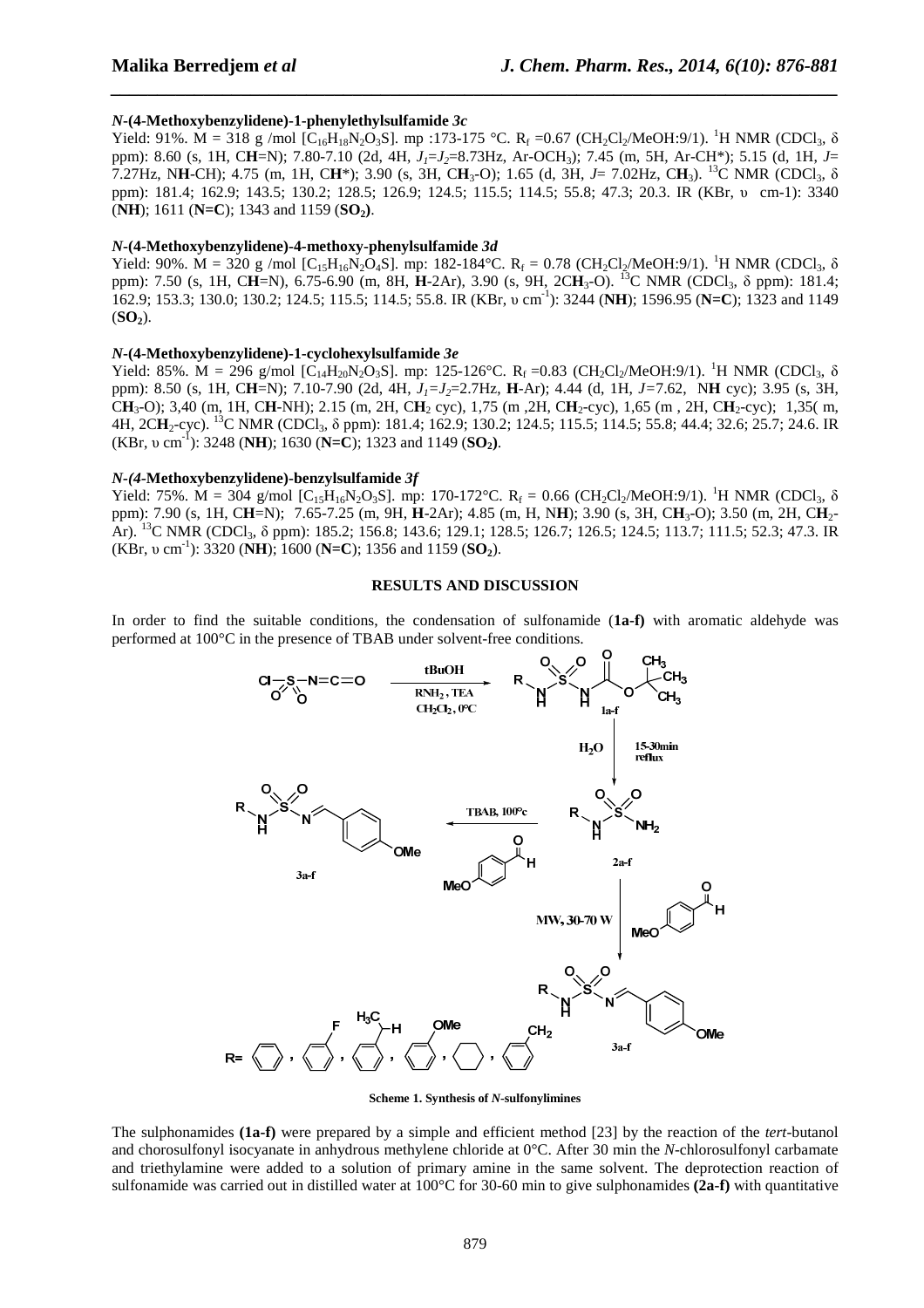### *N*-(4-Methoxybenzylidene)-1-phenylethylsulfamide *3c*

Yield: 91%. M = 318 g /mol [$C_{16}H_{18}N_2O_3S$]. mp :173-175 °C. $R_f$ =0.67 ($CH_2Cl_2$/MeOH:9/1). $^1$H NMR ($CDCl_3$, δ ppm): 8.60 (s, 1H, C**H**=N); 7.80-7.10 (2d, 4H, $J_1$=$J_2$=8.73Hz, Ar-$OCH_3$); 7.45 (m, 5H, Ar-CH*); 5.15 (d, 1H, *J*= 7.27Hz, N**H**-CH); 4.75 (m, 1H, C**H***); 3.90 (s, 3H, C**H**$_3$-O); 1.65 (d, 3H, *J*= 7.02Hz, C**H**$_3$). $^{13}$C NMR ($CDCl_3$, δ ppm): 181.4; 162.9; 143.5; 130.2; 128.5; 126.9; 124.5; 115.5; 114.5; 55.8; 47.3; 20.3. IR (KBr, υ cm-1): 3340 (**NH**); 1611 (**N=C**); 1343 and 1159 (**SO$_2$**).

### *N*-(4-Methoxybenzylidene)-4-methoxy-phenylsulfamide *3d*

Yield: 90%. M = 320 g /mol [$C_{15}H_{16}N_2O_4S$]. mp: 182-184°C. $R_f$ = 0.78 ($CH_2Cl_2$/MeOH:9/1). $^1$H NMR ($CDCl_3$, δ ppm): 7.50 (s, 1H, C**H**=N), 6.75-6.90 (m, 8H, **H**-2Ar), 3.90 (s, 9H, 2C**H**$_3$-O). $^{13}$C NMR ($CDCl_3$, δ ppm): 181.4; 162.9; 153.3; 130.0; 130.2; 124.5; 115.5; 114.5; 55.8. IR (KBr, υ $cm^{-1}$): 3244 (**NH**); 1596.95 (**N=C**); 1323 and 1149 (**SO$_2$**).

### *N*-(4-Methoxybenzylidene)-1-cyclohexylsulfamide *3e*

Yield: 85%. M = 296 g/mol [$C_{14}H_{20}N_2O_3S$]. mp: 125-126°C. $R_f$ =0.83 ($CH_2Cl_2$/MeOH:9/1). $^1$H NMR ($CDCl_3$, δ ppm): 8.50 (s, 1H, C**H**=N); 7.10-7.90 (2d, 4H, $J_1$=$J_2$=2.7Hz, **H**-Ar); 4.44 (d, 1H, *J*=7.62, N**H** cyc); 3.95 (s, 3H, C**H**$_3$-O); 3,40 (m, 1H, C**H**-NH); 2.15 (m, 2H, C**H**$_2$ cyc), 1,75 (m ,2H, C**H**$_2$-cyc), 1,65 (m , 2H, C**H**$_2$-cyc); 1,35( m, 4H, 2C**H**$_2$-cyc). $^{13}$C NMR ($CDCl_3$, δ ppm): 181.4; 162.9; 130.2; 124.5; 115.5; 114.5; 55.8; 44.4; 32.6; 25.7; 24.6. IR (KBr, υ $cm^{-1}$): 3248 (**NH**); 1630 (**N=C**); 1323 and 1149 (**SO$_2$**).

### *N-(4*-Methoxybenzylidene)-benzylsulfamide *3f*

Yield: 75%. M = 304 g/mol [$C_{15}H_{16}N_2O_3S$]. mp: 170-172°C. $R_f$ = 0.66 ($CH_2Cl_2$/MeOH:9/1). $^1$H NMR ($CDCl_3$, δ ppm): 7.90 (s, 1H, C**H**=N); 7.65-7.25 (m, 9H, **H**-2Ar); 4.85 (m, H, N**H**); 3.90 (s, 3H, C**H**$_3$-O); 3.50 (m, 2H, C**H**$_2$-Ar). $^{13}$C NMR ($CDCl_3$, δ ppm): 185.2; 156.8; 143.6; 129.1; 128.5; 126.7; 126.5; 124.5; 113.7; 111.5; 52.3; 47.3. IR (KBr, υ $cm^{-1}$): 3320 (**NH**); 1600 (**N=C**); 1356 and 1159 (**SO$_2$**).

## RESULTS AND DISCUSSION

In order to find the suitable conditions, the condensation of sulfonamide (**1a-f**) with aromatic aldehyde was performed at 100°C in the presence of TBAB under solvent-free conditions.

**Scheme 1. Synthesis of *N*-sulfonylimines**

The sulphonamides **(1a-f)** were prepared by a simple and efficient method [23] by the reaction of the *tert*-butanol and chorosulfonyl isocyanate in anhydrous methylene chloride at 0°C. After 30 min the *N*-chlorosulfonyl carbamate and triethylamine were added to a solution of primary amine in the same solvent. The deprotection reaction of sulfonamide was carried out in distilled water at 100°C for 30-60 min to give sulphonamides **(2a-f)** with quantitative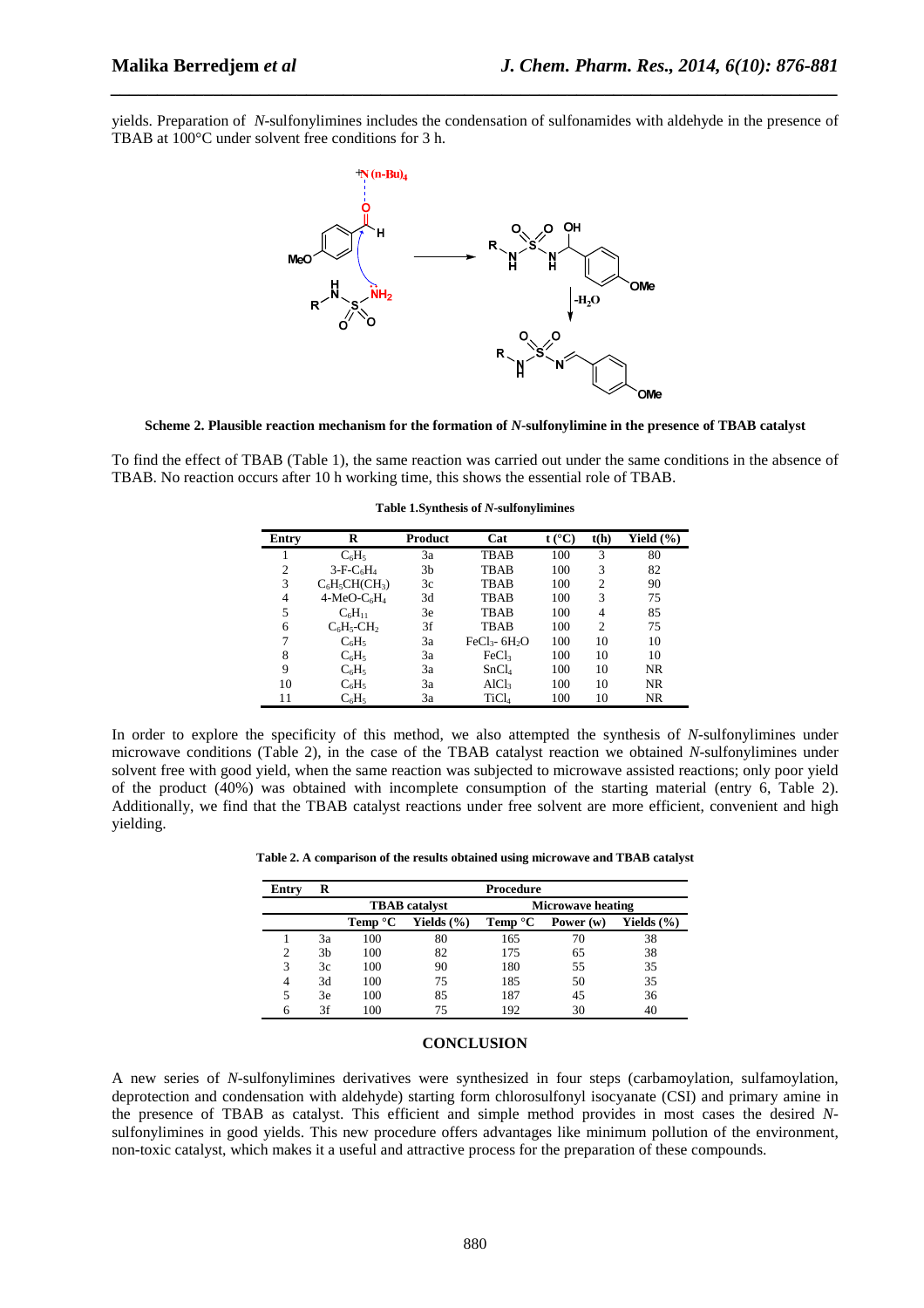yields. Preparation of *N*-sulfonylimines includes the condensation of sulfonamides with aldehyde in the presence of TBAB at 100°C under solvent free conditions for 3 h.

**Scheme 2. Plausible reaction mechanism for the formation of *N*-sulfonylimine in the presence of TBAB catalyst**

To find the effect of TBAB (Table 1), the same reaction was carried out under the same conditions in the absence of TBAB. No reaction occurs after 10 h working time, this shows the essential role of TBAB.

**Table 1.Synthesis of *N*-sulfonylimines**

| Entry | R | Product | Cat | t (°C) | t(h) | Yield (%) |
|---|---|---|---|---|---|---|
| 1 | $C_6H_5$ | 3a | TBAB | 100 | 3 | 80 |
| 2 | 3-F-$C_6H_4$ | 3b | TBAB | 100 | 3 | 82 |
| 3 | $C_6H_5CH(CH_3)$ | 3c | TBAB | 100 | 2 | 90 |
| 4 | 4-MeO-$C_6H_4$ | 3d | TBAB | 100 | 3 | 75 |
| 5 | $C_6H_{11}$ | 3e | TBAB | 100 | 4 | 85 |
| 6 | $C_6H_5$-$CH_2$ | 3f | TBAB | 100 | 2 | 75 |
| 7 | $C_6H_5$ | 3a | $FeCl_3$- $6H_2O$ | 100 | 10 | 10 |
| 8 | $C_6H_5$ | 3a | $FeCl_3$ | 100 | 10 | 10 |
| 9 | $C_6H_5$ | 3a | $SnCl_4$ | 100 | 10 | NR |
| 10 | $C_6H_5$ | 3a | $AlCl_3$ | 100 | 10 | NR |
| 11 | $C_6H_5$ | 3a | $TiCl_4$ | 100 | 10 | NR |

In order to explore the specificity of this method, we also attempted the synthesis of *N*-sulfonylimines under microwave conditions (Table 2), in the case of the TBAB catalyst reaction we obtained *N*-sulfonylimines under solvent free with good yield, when the same reaction was subjected to microwave assisted reactions; only poor yield of the product (40%) was obtained with incomplete consumption of the starting material (entry 6, Table 2). Additionally, we find that the TBAB catalyst reactions under free solvent are more efficient, convenient and high yielding.

**Table 2. A comparison of the results obtained using microwave and TBAB catalyst**

| Entry | R | Procedure | | | | |
|---|---|---|---|---|---|---|
| | | TBAB catalyst | | Microwave heating | | |
| | | Temp °C | Yields (%) | Temp °C | Power (w) | Yields (%) |
| 1 | 3a | 100 | 80 | 165 | 70 | 38 |
| 2 | 3b | 100 | 82 | 175 | 65 | 38 |
| 3 | 3c | 100 | 90 | 180 | 55 | 35 |
| 4 | 3d | 100 | 75 | 185 | 50 | 35 |
| 5 | 3e | 100 | 85 | 187 | 45 | 36 |
| 6 | 3f | 100 | 75 | 192 | 30 | 40 |

## CONCLUSION

A new series of *N*-sulfonylimines derivatives were synthesized in four steps (carbamoylation, sulfamoylation, deprotection and condensation with aldehyde) starting form chlorosulfonyl isocyanate (CSI) and primary amine in the presence of TBAB as catalyst. This efficient and simple method provides in most cases the desired *N*-sulfonylimines in good yields. This new procedure offers advantages like minimum pollution of the environment, non-toxic catalyst, which makes it a useful and attractive process for the preparation of these compounds.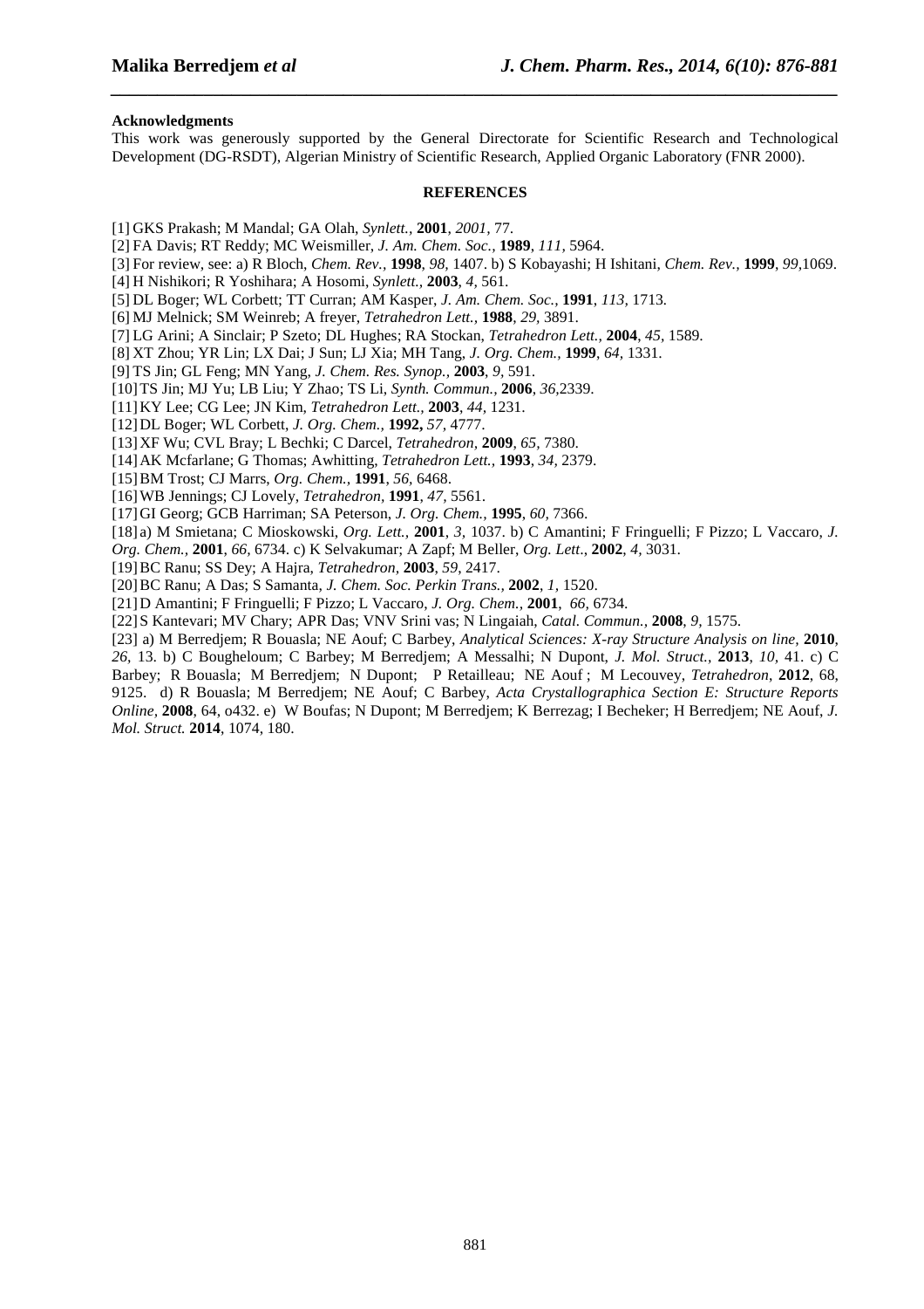**Acknowledgments**

This work was generously supported by the General Directorate for Scientific Research and Technological Development (DG-RSDT), Algerian Ministry of Scientific Research, Applied Organic Laboratory (FNR 2000).

## REFERENCES

[1] GKS Prakash; M Mandal; GA Olah, *Synlett.*, **2001**, *2001*, 77.

[2] FA Davis; RT Reddy; MC Weismiller, *J. Am. Chem. Soc.*, **1989**, *111*, 5964.

[3] For review, see: a) R Bloch, *Chem. Rev.*, **1998**, *98*, 1407. b) S Kobayashi; H Ishitani, *Chem. Rev.*, **1999**, *99*,1069.

[4] H Nishikori; R Yoshihara; A Hosomi, *Synlett.*, **2003**, *4*, 561.

[5] DL Boger; WL Corbett; TT Curran; AM Kasper, *J. Am. Chem. Soc.*, **1991**, *113*, 1713.

[6] MJ Melnick; SM Weinreb; A freyer, *Tetrahedron Lett.*, **1988**, *29*, 3891.

[7] LG Arini; A Sinclair; P Szeto; DL Hughes; RA Stockan, *Tetrahedron Lett.*, **2004**, *45*, 1589.

[8] XT Zhou; YR Lin; LX Dai; J Sun; LJ Xia; MH Tang, *J. Org. Chem.*, **1999**, *64*, 1331.

[9] TS Jin; GL Feng; MN Yang, *J. Chem. Res. Synop.*, **2003**, *9*, 591.

[10] TS Jin; MJ Yu; LB Liu; Y Zhao; TS Li, *Synth. Commun.*, **2006**, *36*,2339.

[11] KY Lee; CG Lee; JN Kim, *Tetrahedron Lett.*, **2003**, *44*, 1231.

[12] DL Boger; WL Corbett, *J. Org. Chem.*, **1992,** *57*, 4777.

[13] XF Wu; CVL Bray; L Bechki; C Darcel, *Tetrahedron*, **2009**, *65*, 7380.

[14] AK Mcfarlane; G Thomas; Awhitting, *Tetrahedron Lett.*, **1993**, *34*, 2379.

[15] BM Trost; CJ Marrs, *Org. Chem.*, **1991**, *56*, 6468.

[16] WB Jennings; CJ Lovely, *Tetrahedron*, **1991**, *47*, 5561.

[17] GI Georg; GCB Harriman; SA Peterson, *J. Org. Chem.*, **1995**, *60*, 7366.

[18] a) M Smietana; C Mioskowski, *Org. Lett.*, **2001**, *3*, 1037. b) C Amantini; F Fringuelli; F Pizzo; L Vaccaro, *J. Org. Chem.*, **2001**, *66*, 6734. c) K Selvakumar; A Zapf; M Beller, *Org. Lett*., **2002**, *4*, 3031.

[19] BC Ranu; SS Dey; A Hajra, *Tetrahedron*, **2003**, *59*, 2417.

[20] BC Ranu; A Das; S Samanta, *J. Chem. Soc. Perkin Trans.*, **2002**, *1*, 1520.

[21] D Amantini; F Fringuelli; F Pizzo; L Vaccaro, *J. Org. Chem.*, **2001**, *66*, 6734.

[22] S Kantevari; MV Chary; APR Das; VNV Srini vas; N Lingaiah, *Catal. Commun.*, **2008**, *9*, 1575.

[23] a) M Berredjem; R Bouasla; NE Aouf; C Barbey, *Analytical Sciences: X-ray Structure Analysis on line*, **2010**, *26*, 13. b) C Bougheloum; C Barbey; M Berredjem; A Messalhi; N Dupont, *J. Mol. Struct.*, **2013**, *10*, 41. c) C Barbey; R Bouasla; M Berredjem; N Dupont; P Retailleau; NE Aouf ; M Lecouvey, *Tetrahedron*, **2012**, 68, 9125. d) R Bouasla; M Berredjem; NE Aouf; C Barbey, *Acta Crystallographica Section E: Structure Reports Online*, **2008**, 64, o432. e) W Boufas; N Dupont; M Berredjem; K Berrezag; I Becheker; H Berredjem; NE Aouf, *J. Mol. Struct.* **2014**, 1074, 180.